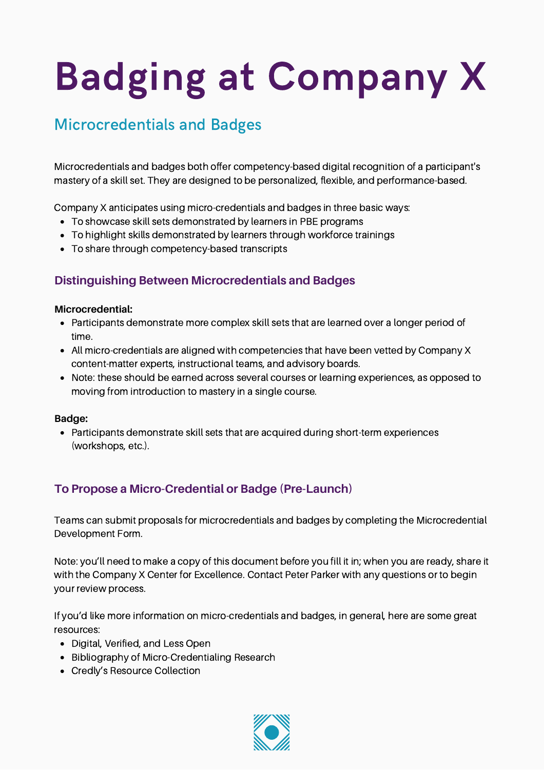# Badging at Company X

## Microcredentials and Badges

Microcredentials and badges both offer competency-based digital recognition of a participant's mastery of a skill set. They are designed to be personalized, flexible, and performance-based.

Company X anticipates using micro-credentials and badges in three basic ways:

- To showcase skill sets demonstrated by learners in PBE programs
- To highlight skills demonstrated by learners through workforce trainings
- To share through competency-based transcripts

### Distinguishing Between Microcredentials and Badges

**Microcredential:**

- Participants demonstrate more complex skill sets that are learned over a longer period of time.
- All micro-credentials are aligned with competencies that have been vetted by Company X content-matter experts, instructional teams, and advisory boards.
- Note: these should be earned across several courses or learning experiences, as opposed to moving from introduction to mastery in a single course.

**Badge:**

- Participants demonstrate skill sets that are acquired during short-term experiences (workshops, etc.).

### To Propose a Micro-Credential or Badge (Pre-Launch)

Teams can submit proposals for microcredentials and badges by completing the Microcredential Development Form.

Note: you'll need to make a copy of this document before you fill it in; when you are ready, share it with the Company X Center for Excellence. Contact Peter Parker with any questions or to begin your review process.

If you'd like more information on micro-credentials and badges, in general, here are some great resources:

- Digital, Verified, and Less Open
- Bibliography of Micro-Credentialing Research
- Credly's Resource Collection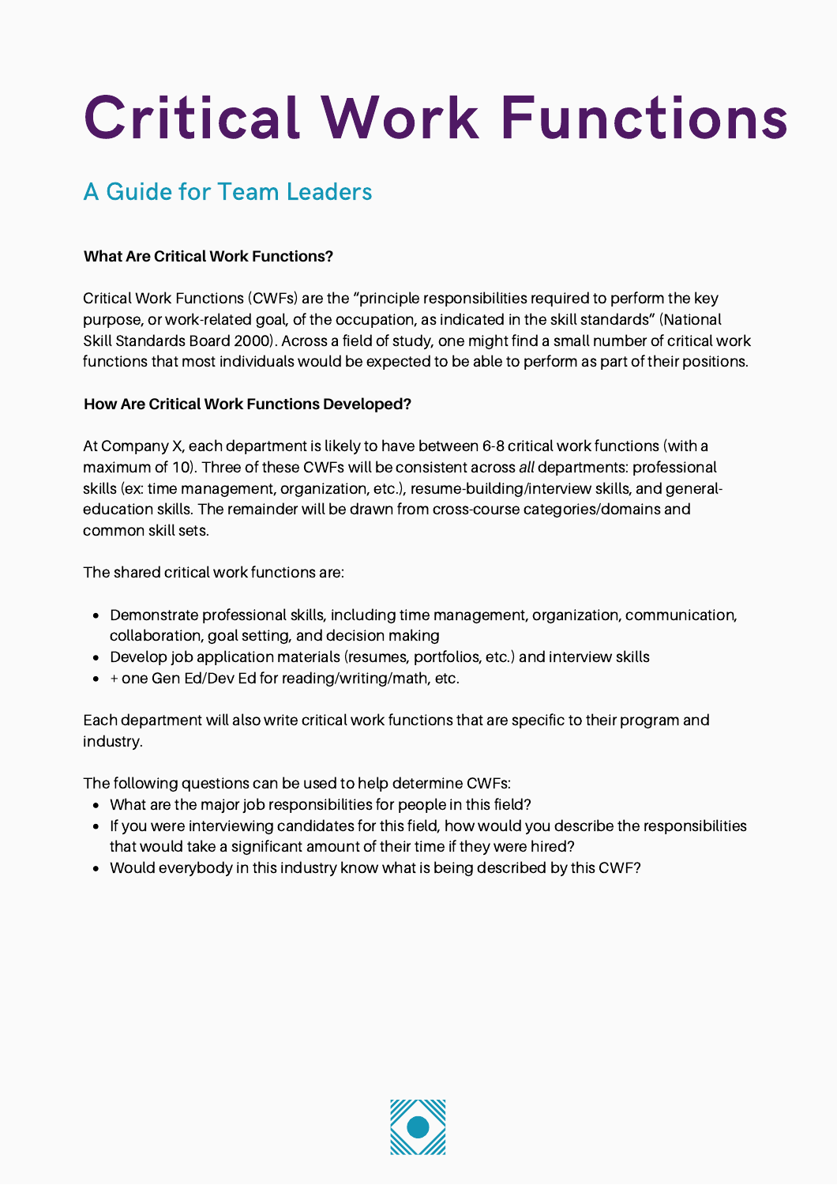# Critical Work Functions

## A Guide for Team Leaders

**What Are Critical Work Functions?**

Critical Work Functions (CWFs) are the “principle responsibilities required to perform the key purpose, or work-related goal, of the occupation, as indicated in the skill standards” (National Skill Standards Board 2000). Across a field of study, one might find a small number of critical work functions that most individuals would be expected to be able to perform as part of their positions.

**How Are Critical Work Functions Developed?**

At Company X, each department is likely to have between 6-8 critical work functions (with a maximum of 10). Three of these CWFs will be consistent across *all* departments: professional skills (ex: time management, organization, etc.), resume-building/interview skills, and general-education skills. The remainder will be drawn from cross-course categories/domains and common skill sets.

The shared critical work functions are:

- Demonstrate professional skills, including time management, organization, communication, collaboration, goal setting, and decision making
- Develop job application materials (resumes, portfolios, etc.) and interview skills
- + one Gen Ed/Dev Ed for reading/writing/math, etc.

Each department will also write critical work functions that are specific to their program and industry.

The following questions can be used to help determine CWFs:

- What are the major job responsibilities for people in this field?
- If you were interviewing candidates for this field, how would you describe the responsibilities that would take a significant amount of their time if they were hired?
- Would everybody in this industry know what is being described by this CWF?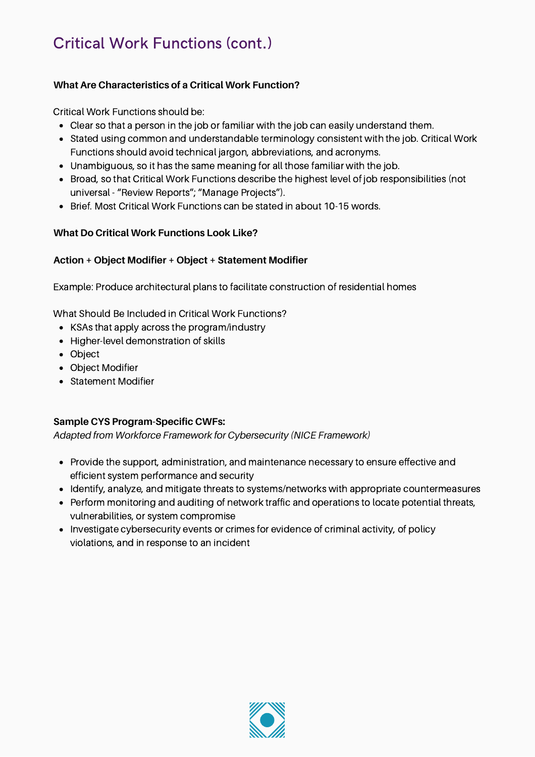## Critical Work Functions (cont.)

**What Are Characteristics of a Critical Work Function?**

Critical Work Functions should be:

- Clear so that a person in the job or familiar with the job can easily understand them.
- Stated using common and understandable terminology consistent with the job. Critical Work Functions should avoid technical jargon, abbreviations, and acronyms.
- Unambiguous, so it has the same meaning for all those familiar with the job.
- Broad, so that Critical Work Functions describe the highest level of job responsibilities (not universal - "Review Reports"; "Manage Projects").
- Brief. Most Critical Work Functions can be stated in about 10-15 words.

**What Do Critical Work Functions Look Like?**

**Action** + **Object Modifier** + **Object** + **Statement Modifier**

Example: Produce architectural plans to facilitate construction of residential homes

What Should Be Included in Critical Work Functions?

- KSAs that apply across the program/industry
- Higher-level demonstration of skills
- Object
- Object Modifier
- Statement Modifier

**Sample CYS Program-Specific CWFs:**
*Adapted from Workforce Framework for Cybersecurity (NICE Framework)*

- Provide the support, administration, and maintenance necessary to ensure effective and efficient system performance and security
- Identify, analyze, and mitigate threats to systems/networks with appropriate countermeasures
- Perform monitoring and auditing of network traffic and operations to locate potential threats, vulnerabilities, or system compromise
- Investigate cybersecurity events or crimes for evidence of criminal activity, of policy violations, and in response to an incident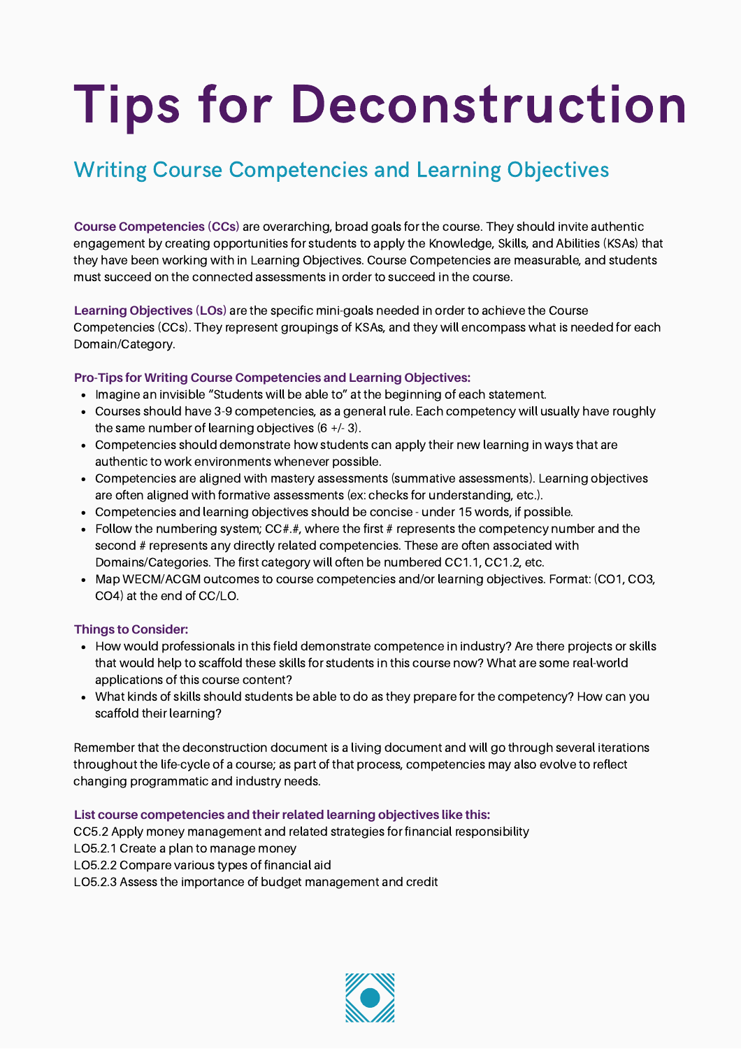# Tips for Deconstruction

## Writing Course Competencies and Learning Objectives

**Course Competencies (CCs)** are overarching, broad goals for the course. They should invite authentic engagement by creating opportunities for students to apply the Knowledge, Skills, and Abilities (KSAs) that they have been working with in Learning Objectives. Course Competencies are measurable, and students must succeed on the connected assessments in order to succeed in the course.

**Learning Objectives (LOs)** are the specific mini-goals needed in order to achieve the Course Competencies (CCs). They represent groupings of KSAs, and they will encompass what is needed for each Domain/Category.

**Pro-Tips for Writing Course Competencies and Learning Objectives:**

- Imagine an invisible "Students will be able to" at the beginning of each statement.
- Courses should have 3-9 competencies, as a general rule. Each competency will usually have roughly the same number of learning objectives (6 +/- 3).
- Competencies should demonstrate how students can apply their new learning in ways that are authentic to work environments whenever possible.
- Competencies are aligned with mastery assessments (summative assessments). Learning objectives are often aligned with formative assessments (ex: checks for understanding, etc.).
- Competencies and learning objectives should be concise - under 15 words, if possible.
- Follow the numbering system; CC#.#, where the first # represents the competency number and the second # represents any directly related competencies. These are often associated with Domains/Categories. The first category will often be numbered CC1.1, CC1.2, etc.
- Map WECM/ACGM outcomes to course competencies and/or learning objectives. Format: (CO1, CO3, CO4) at the end of CC/LO.

**Things to Consider:**

- How would professionals in this field demonstrate competence in industry? Are there projects or skills that would help to scaffold these skills for students in this course now? What are some real-world applications of this course content?
- What kinds of skills should students be able to do as they prepare for the competency? How can you scaffold their learning?

Remember that the deconstruction document is a living document and will go through several iterations throughout the life-cycle of a course; as part of that process, competencies may also evolve to reflect changing programmatic and industry needs.

**List course competencies and their related learning objectives like this:**

CC5.2 Apply money management and related strategies for financial responsibility
LO5.2.1 Create a plan to manage money
LO5.2.2 Compare various types of financial aid
LO5.2.3 Assess the importance of budget management and credit